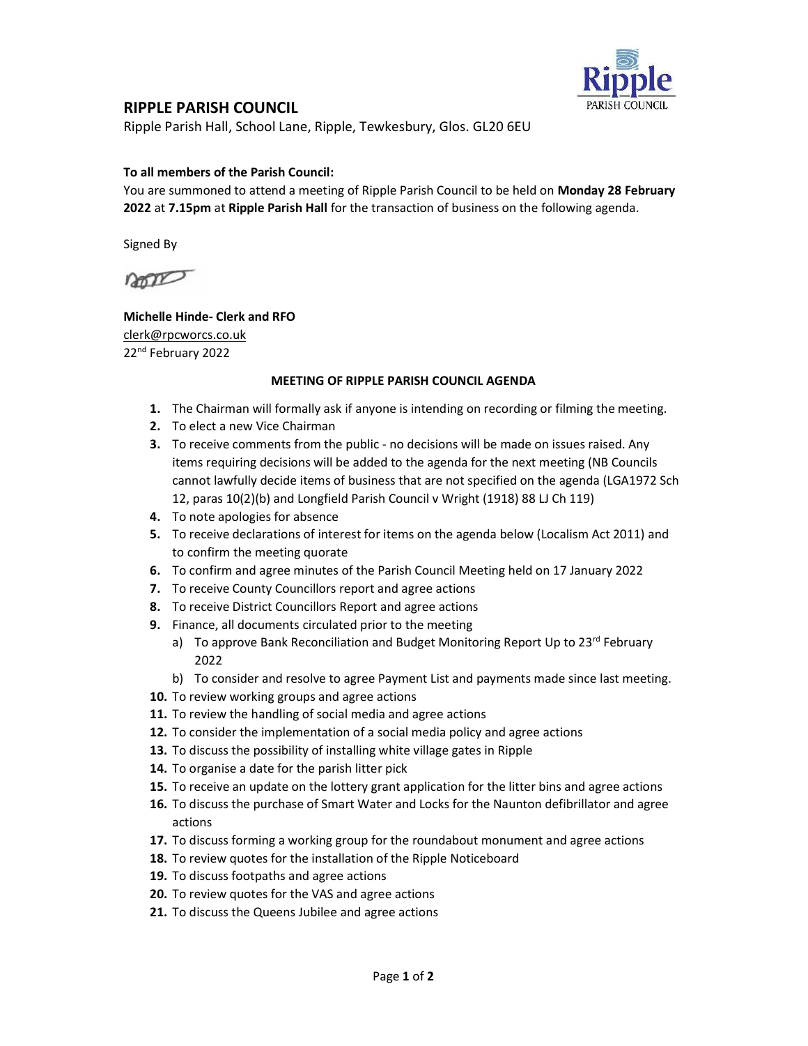## RIPPLE PARISH COUNCIL

Ripple Parish Hall, School Lane, Ripple, Tewkesbury, Glos. GL20 6EU

**To all members of the Parish Council:**
You are summoned to attend a meeting of Ripple Parish Council to be held on **Monday 28 February 2022** at **7.15pm** at **Ripple Parish Hall** for the transaction of business on the following agenda.

Signed By

**Michelle Hinde- Clerk and RFO**
clerk@rpcworcs.co.uk
22nd February 2022

### MEETING OF RIPPLE PARISH COUNCIL AGENDA

1. The Chairman will formally ask if anyone is intending on recording or filming the meeting.
2. To elect a new Vice Chairman
3. To receive comments from the public - no decisions will be made on issues raised. Any items requiring decisions will be added to the agenda for the next meeting (NB Councils cannot lawfully decide items of business that are not specified on the agenda (LGA1972 Sch 12, paras 10(2)(b) and Longfield Parish Council v Wright (1918) 88 LJ Ch 119)
4. To note apologies for absence
5. To receive declarations of interest for items on the agenda below (Localism Act 2011) and to confirm the meeting quorate
6. To confirm and agree minutes of the Parish Council Meeting held on 17 January 2022
7. To receive County Councillors report and agree actions
8. To receive District Councillors Report and agree actions
9. Finance, all documents circulated prior to the meeting
   a) To approve Bank Reconciliation and Budget Monitoring Report Up to 23rd February 2022
   b) To consider and resolve to agree Payment List and payments made since last meeting.
10. To review working groups and agree actions
11. To review the handling of social media and agree actions
12. To consider the implementation of a social media policy and agree actions
13. To discuss the possibility of installing white village gates in Ripple
14. To organise a date for the parish litter pick
15. To receive an update on the lottery grant application for the litter bins and agree actions
16. To discuss the purchase of Smart Water and Locks for the Naunton defibrillator and agree actions
17. To discuss forming a working group for the roundabout monument and agree actions
18. To review quotes for the installation of the Ripple Noticeboard
19. To discuss footpaths and agree actions
20. To review quotes for the VAS and agree actions
21. To discuss the Queens Jubilee and agree actions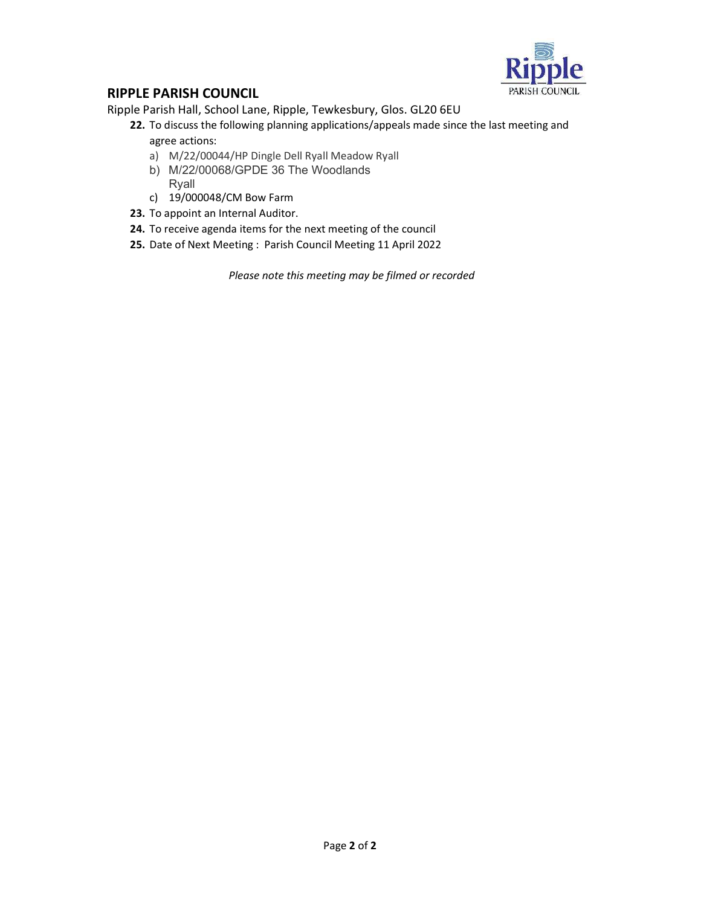## RIPPLE PARISH COUNCIL

Ripple Parish Hall, School Lane, Ripple, Tewkesbury, Glos. GL20 6EU

**22.** To discuss the following planning applications/appeals made since the last meeting and agree actions:

a) M/22/00044/HP Dingle Dell Ryall Meadow Ryall

b) M/22/00068/GPDE 36 The Woodlands Ryall

c) 19/000048/CM Bow Farm

**23.** To appoint an Internal Auditor.

**24.** To receive agenda items for the next meeting of the council

**25.** Date of Next Meeting : Parish Council Meeting 11 April 2022

*Please note this meeting may be filmed or recorded*